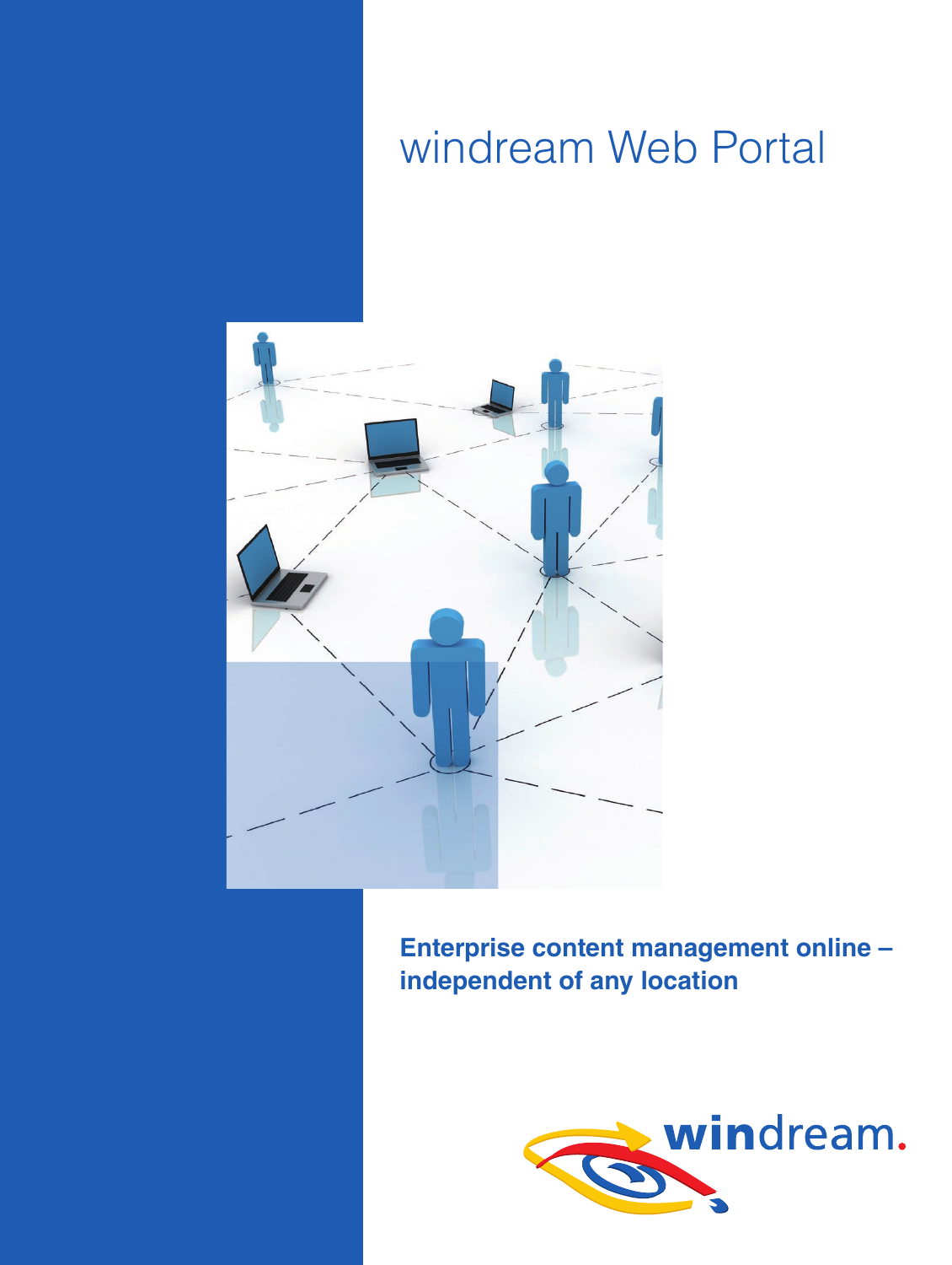# windream Web Portal

**Enterprise content management online – independent of any location**

windream.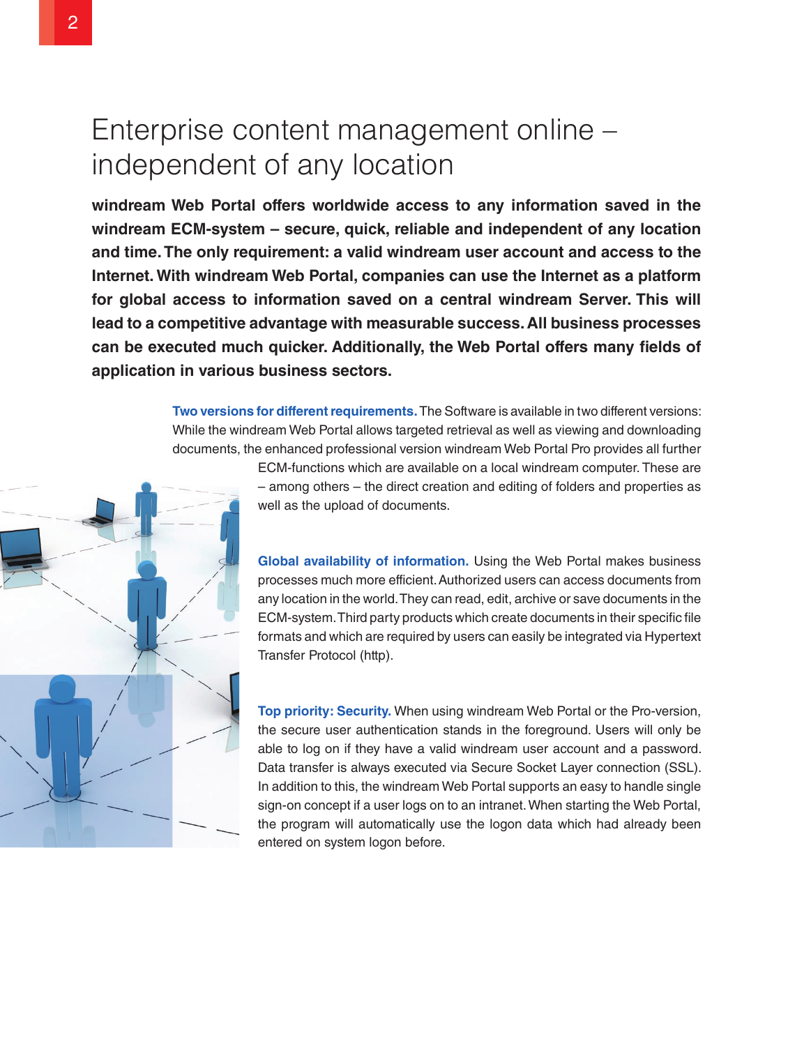# Enterprise content management online – independent of any location

**windream Web Portal offers worldwide access to any information saved in the windream ECM-system – secure, quick, reliable and independent of any location and time. The only requirement: a valid windream user account and access to the Internet. With windream Web Portal, companies can use the Internet as a platform for global access to information saved on a central windream Server. This will lead to a competitive advantage with measurable success. All business processes can be executed much quicker. Additionally, the Web Portal offers many fields of application in various business sectors.**

**Two versions for different requirements.** The Software is available in two different versions: While the windream Web Portal allows targeted retrieval as well as viewing and downloading documents, the enhanced professional version windream Web Portal Pro provides all further ECM-functions which are available on a local windream computer. These are – among others – the direct creation and editing of folders and properties as well as the upload of documents.

**Global availability of information.** Using the Web Portal makes business processes much more efficient. Authorized users can access documents from any location in the world. They can read, edit, archive or save documents in the ECM-system. Third party products which create documents in their specific file formats and which are required by users can easily be integrated via Hypertext Transfer Protocol (http).

**Top priority: Security.** When using windream Web Portal or the Pro-version, the secure user authentication stands in the foreground. Users will only be able to log on if they have a valid windream user account and a password. Data transfer is always executed via Secure Socket Layer connection (SSL). In addition to this, the windream Web Portal supports an easy to handle single sign-on concept if a user logs on to an intranet. When starting the Web Portal, the program will automatically use the logon data which had already been entered on system logon before.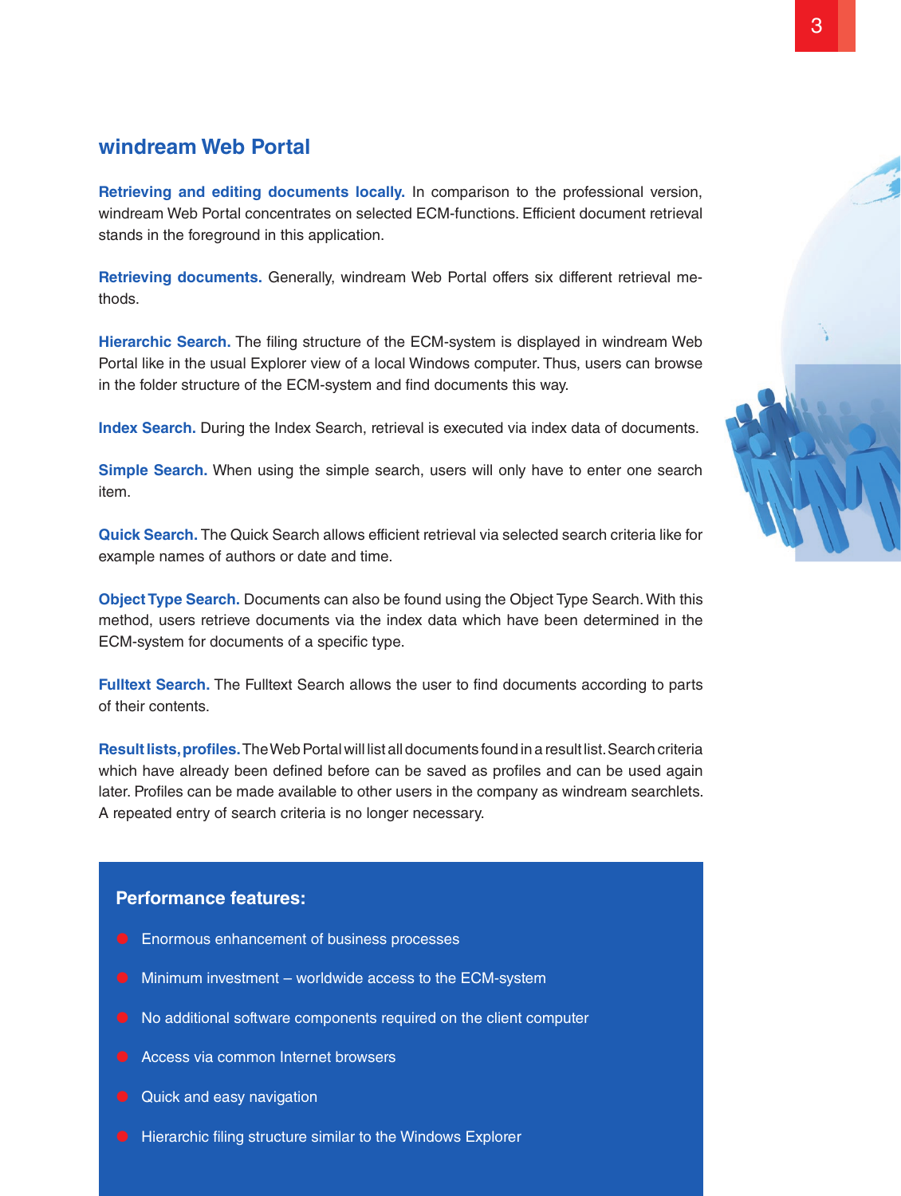## windream Web Portal

**Retrieving and editing documents locally.** In comparison to the professional version, windream Web Portal concentrates on selected ECM-functions. Efficient document retrieval stands in the foreground in this application.

**Retrieving documents.** Generally, windream Web Portal offers six different retrieval methods.

**Hierarchic Search.** The filing structure of the ECM-system is displayed in windream Web Portal like in the usual Explorer view of a local Windows computer. Thus, users can browse in the folder structure of the ECM-system and find documents this way.

**Index Search.** During the Index Search, retrieval is executed via index data of documents.

**Simple Search.** When using the simple search, users will only have to enter one search item.

**Quick Search.** The Quick Search allows efficient retrieval via selected search criteria like for example names of authors or date and time.

**Object Type Search.** Documents can also be found using the Object Type Search. With this method, users retrieve documents via the index data which have been determined in the ECM-system for documents of a specific type.

**Fulltext Search.** The Fulltext Search allows the user to find documents according to parts of their contents.

**Result lists, profiles.** The Web Portal will list all documents found in a result list. Search criteria which have already been defined before can be saved as profiles and can be used again later. Profiles can be made available to other users in the company as windream searchlets. A repeated entry of search criteria is no longer necessary.

### Performance features:

- Enormous enhancement of business processes
- Minimum investment – worldwide access to the ECM-system
- No additional software components required on the client computer
- Access via common Internet browsers
- Quick and easy navigation
- Hierarchic filing structure similar to the Windows Explorer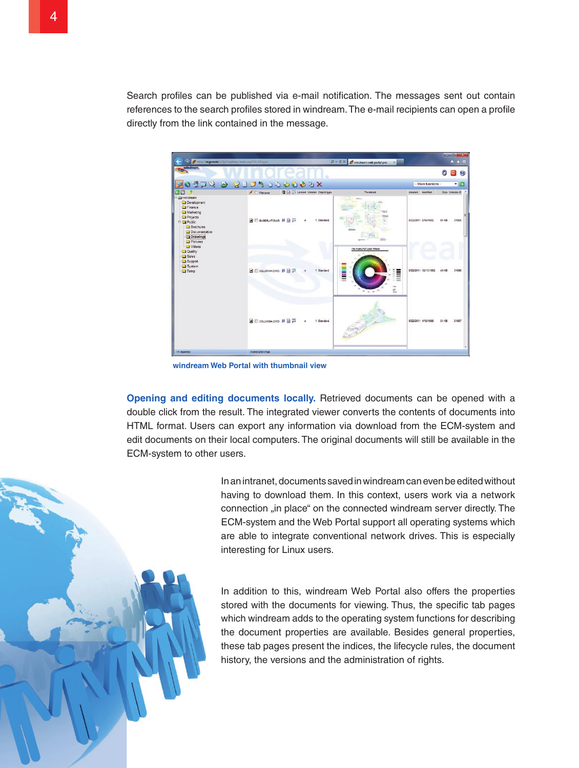Search profiles can be published via e-mail notification. The messages sent out contain references to the search profiles stored in windream. The e-mail recipients can open a profile directly from the link contained in the message.

windream Web Portal with thumbnail view

**Opening and editing documents locally.** Retrieved documents can be opened with a double click from the result. The integrated viewer converts the contents of documents into HTML format. Users can export any information via download from the ECM-system and edit documents on their local computers. The original documents will still be available in the ECM-system to other users.

In an intranet, documents saved in windream can even be edited without having to download them. In this context, users work via a network connection „in place“ on the connected windream server directly. The ECM-system and the Web Portal support all operating systems which are able to integrate conventional network drives. This is especially interesting for Linux users.

In addition to this, windream Web Portal also offers the properties stored with the documents for viewing. Thus, the specific tab pages which windream adds to the operating system functions for describing the document properties are available. Besides general properties, these tab pages present the indices, the lifecycle rules, the document history, the versions and the administration of rights.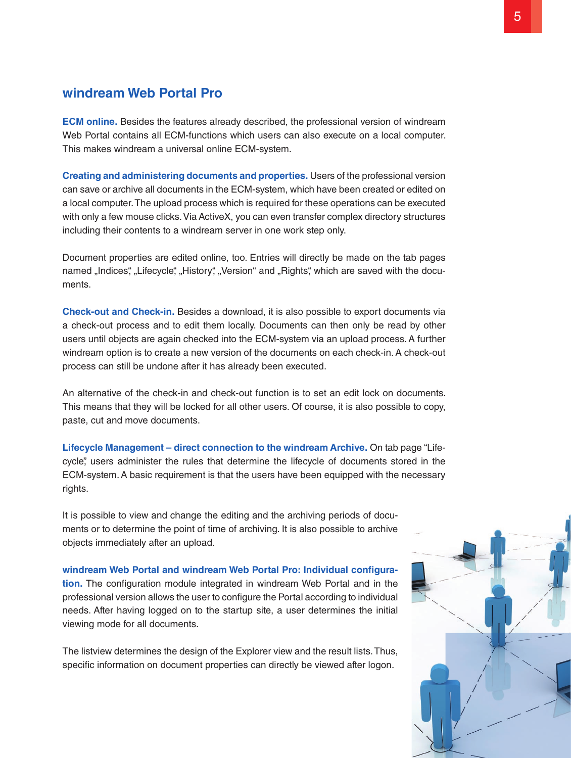## windream Web Portal Pro

**ECM online.** Besides the features already described, the professional version of windream Web Portal contains all ECM-functions which users can also execute on a local computer. This makes windream a universal online ECM-system.

**Creating and administering documents and properties.** Users of the professional version can save or archive all documents in the ECM-system, which have been created or edited on a local computer. The upload process which is required for these operations can be executed with only a few mouse clicks. Via ActiveX, you can even transfer complex directory structures including their contents to a windream server in one work step only.

Document properties are edited online, too. Entries will directly be made on the tab pages named „Indices", „Lifecycle", „History", „Version" and „Rights", which are saved with the documents.

**Check-out and Check-in.** Besides a download, it is also possible to export documents via a check-out process and to edit them locally. Documents can then only be read by other users until objects are again checked into the ECM-system via an upload process. A further windream option is to create a new version of the documents on each check-in. A check-out process can still be undone after it has already been executed.

An alternative of the check-in and check-out function is to set an edit lock on documents. This means that they will be locked for all other users. Of course, it is also possible to copy, paste, cut and move documents.

**Lifecycle Management – direct connection to the windream Archive.** On tab page "Lifecycle", users administer the rules that determine the lifecycle of documents stored in the ECM-system. A basic requirement is that the users have been equipped with the necessary rights.

It is possible to view and change the editing and the archiving periods of documents or to determine the point of time of archiving. It is also possible to archive objects immediately after an upload.

**windream Web Portal and windream Web Portal Pro: Individual configuration.** The configuration module integrated in windream Web Portal and in the professional version allows the user to configure the Portal according to individual needs. After having logged on to the startup site, a user determines the initial viewing mode for all documents.

The listview determines the design of the Explorer view and the result lists. Thus, specific information on document properties can directly be viewed after logon.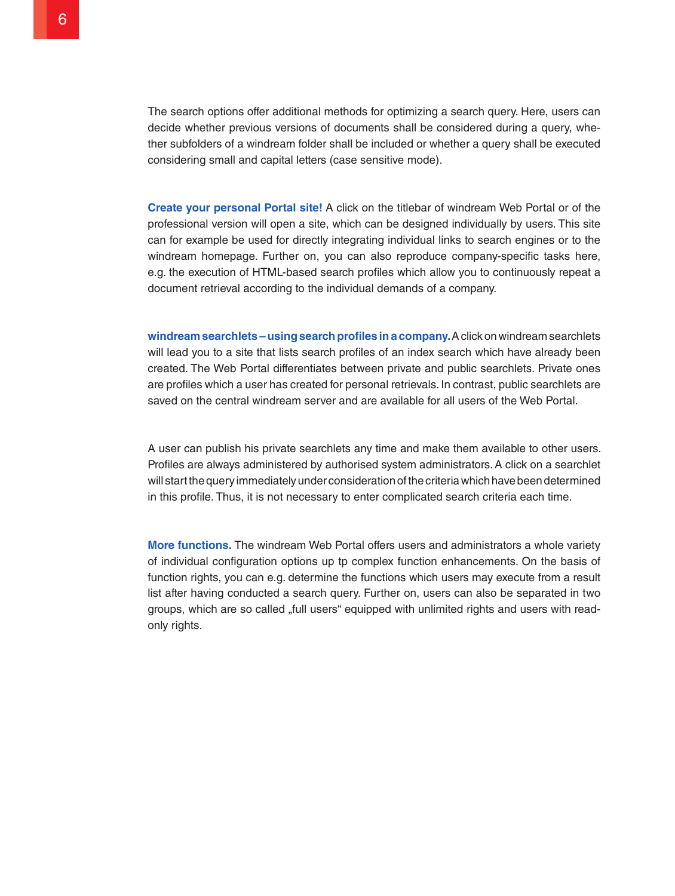The search options offer additional methods for optimizing a search query. Here, users can decide whether previous versions of documents shall be considered during a query, whether subfolders of a windream folder shall be included or whether a query shall be executed considering small and capital letters (case sensitive mode).

**Create your personal Portal site!** A click on the titlebar of windream Web Portal or of the professional version will open a site, which can be designed individually by users. This site can for example be used for directly integrating individual links to search engines or to the windream homepage. Further on, you can also reproduce company-specific tasks here, e.g. the execution of HTML-based search profiles which allow you to continuously repeat a document retrieval according to the individual demands of a company.

**windream searchlets – using search profiles in a company.** A click on windream searchlets will lead you to a site that lists search profiles of an index search which have already been created. The Web Portal differentiates between private and public searchlets. Private ones are profiles which a user has created for personal retrievals. In contrast, public searchlets are saved on the central windream server and are available for all users of the Web Portal.

A user can publish his private searchlets any time and make them available to other users. Profiles are always administered by authorised system administrators. A click on a searchlet will start the query immediately under consideration of the criteria which have been determined in this profile. Thus, it is not necessary to enter complicated search criteria each time.

**More functions.** The windream Web Portal offers users and administrators a whole variety of individual configuration options up tp complex function enhancements. On the basis of function rights, you can e.g. determine the functions which users may execute from a result list after having conducted a search query. Further on, users can also be separated in two groups, which are so called „full users" equipped with unlimited rights and users with read-only rights.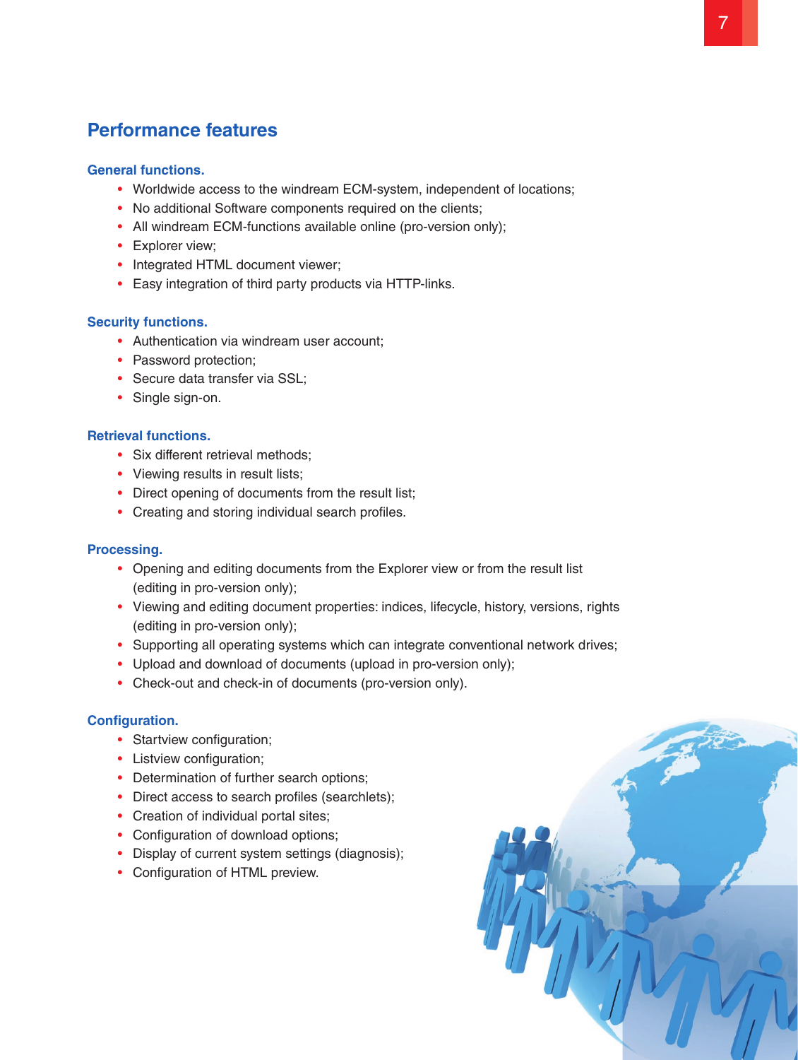## Performance features

### General functions.

- Worldwide access to the windream ECM-system, independent of locations;
- No additional Software components required on the clients;
- All windream ECM-functions available online (pro-version only);
- Explorer view;
- Integrated HTML document viewer;
- Easy integration of third party products via HTTP-links.

### Security functions.

- Authentication via windream user account;
- Password protection;
- Secure data transfer via SSL;
- Single sign-on.

### Retrieval functions.

- Six different retrieval methods;
- Viewing results in result lists;
- Direct opening of documents from the result list;
- Creating and storing individual search profiles.

### Processing.

- Opening and editing documents from the Explorer view or from the result list (editing in pro-version only);
- Viewing and editing document properties: indices, lifecycle, history, versions, rights (editing in pro-version only);
- Supporting all operating systems which can integrate conventional network drives;
- Upload and download of documents (upload in pro-version only);
- Check-out and check-in of documents (pro-version only).

### Configuration.

- Startview configuration;
- Listview configuration;
- Determination of further search options;
- Direct access to search profiles (searchlets);
- Creation of individual portal sites;
- Configuration of download options;
- Display of current system settings (diagnosis);
- Configuration of HTML preview.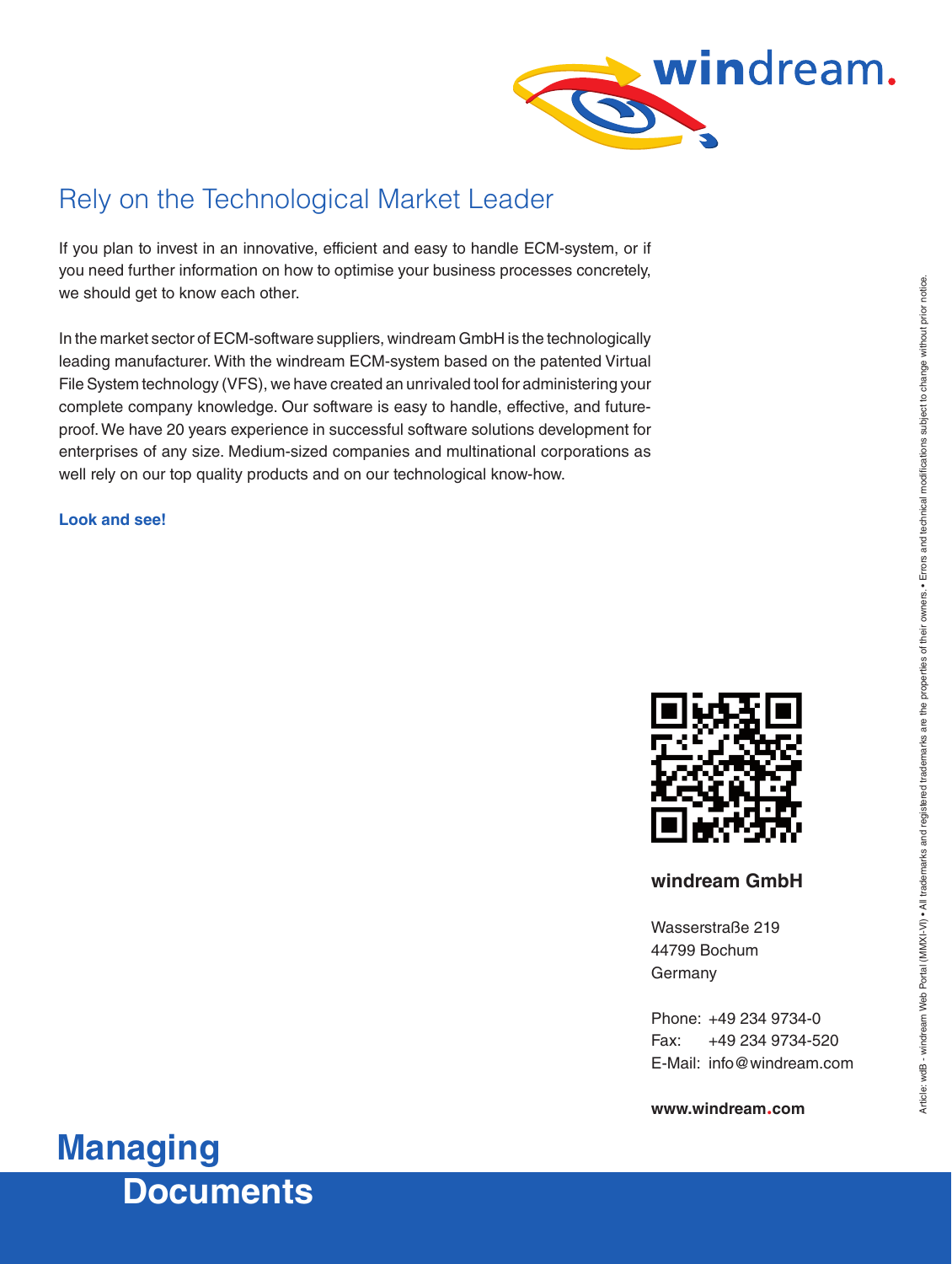## Rely on the Technological Market Leader

If you plan to invest in an innovative, efficient and easy to handle ECM-system, or if you need further information on how to optimise your business processes concretely, we should get to know each other.

In the market sector of ECM-software suppliers, windream GmbH is the technologically leading manufacturer. With the windream ECM-system based on the patented Virtual File System technology (VFS), we have created an unrivaled tool for administering your complete company knowledge. Our software is easy to handle, effective, and future-proof. We have 20 years experience in successful software solutions development for enterprises of any size. Medium-sized companies and multinational corporations as well rely on our top quality products and on our technological know-how.

**Look and see!**

**windream GmbH**

Wasserstraße 219
44799 Bochum
Germany

Phone: +49 234 9734-0
Fax: +49 234 9734-520
E-Mail: info@windream.com

**www.windream.com**

Article: wdB - windream Web Portal (MMXI-VI) • All trademarks and registered trademarks are the properties of their owners. • Errors and technical modifications subject to change without prior notice.

**Managing Documents**